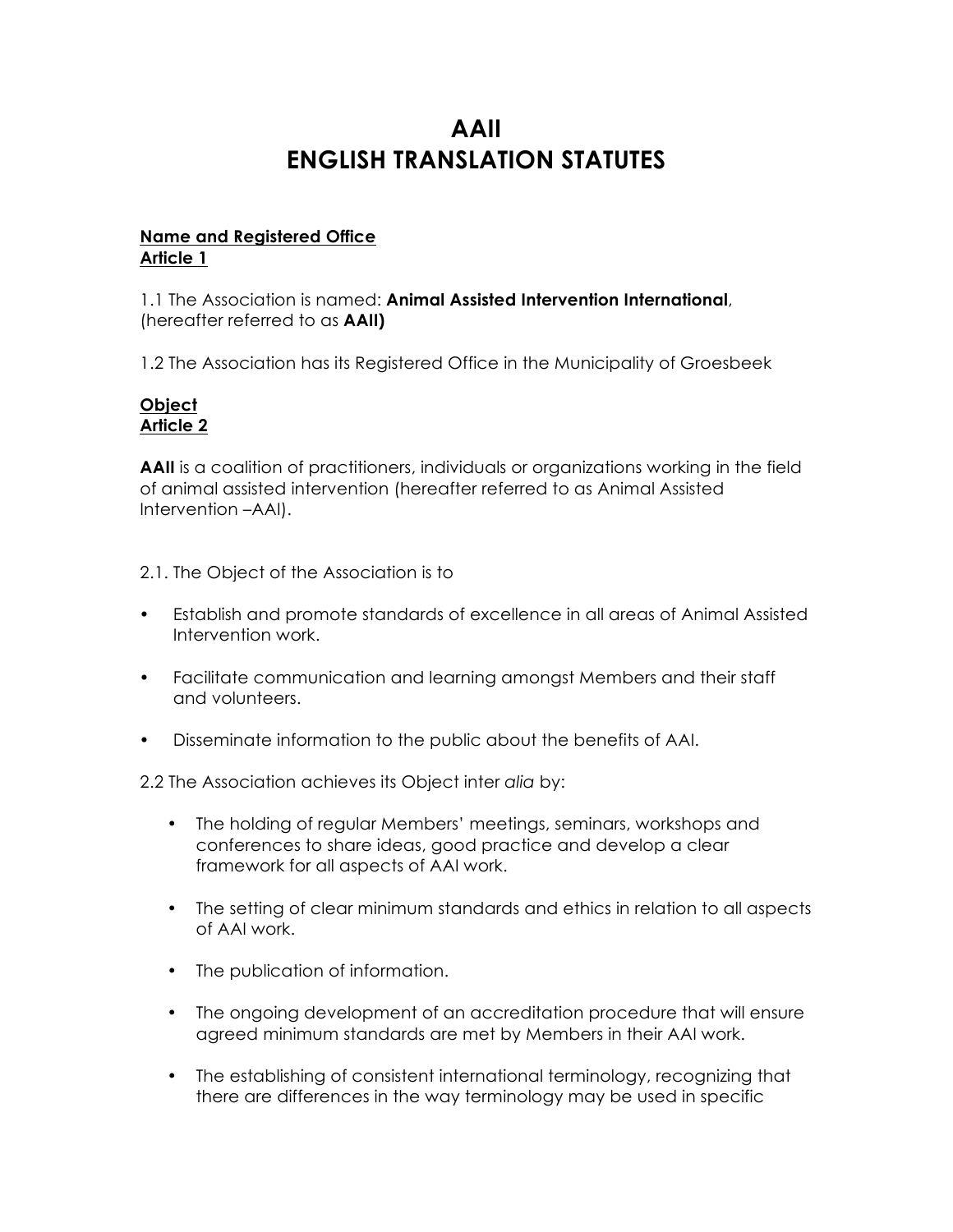# AAII
# ENGLISH TRANSLATION STATUTES

**Name and Registered Office**
**Article 1**

1.1 The Association is named: **Animal Assisted Intervention International**, (hereafter referred to as **AAII)**

1.2 The Association has its Registered Office in the Municipality of Groesbeek

**Object**
**Article 2**

**AAII** is a coalition of practitioners, individuals or organizations working in the field of animal assisted intervention (hereafter referred to as Animal Assisted Intervention –AAI).

2.1. The Object of the Association is to

- Establish and promote standards of excellence in all areas of Animal Assisted Intervention work.
- Facilitate communication and learning amongst Members and their staff and volunteers.
- Disseminate information to the public about the benefits of AAI.

2.2 The Association achieves its Object inter *alia* by:

- The holding of regular Members' meetings, seminars, workshops and conferences to share ideas, good practice and develop a clear framework for all aspects of AAI work.
- The setting of clear minimum standards and ethics in relation to all aspects of AAI work.
- The publication of information.
- The ongoing development of an accreditation procedure that will ensure agreed minimum standards are met by Members in their AAI work.
- The establishing of consistent international terminology, recognizing that there are differences in the way terminology may be used in specific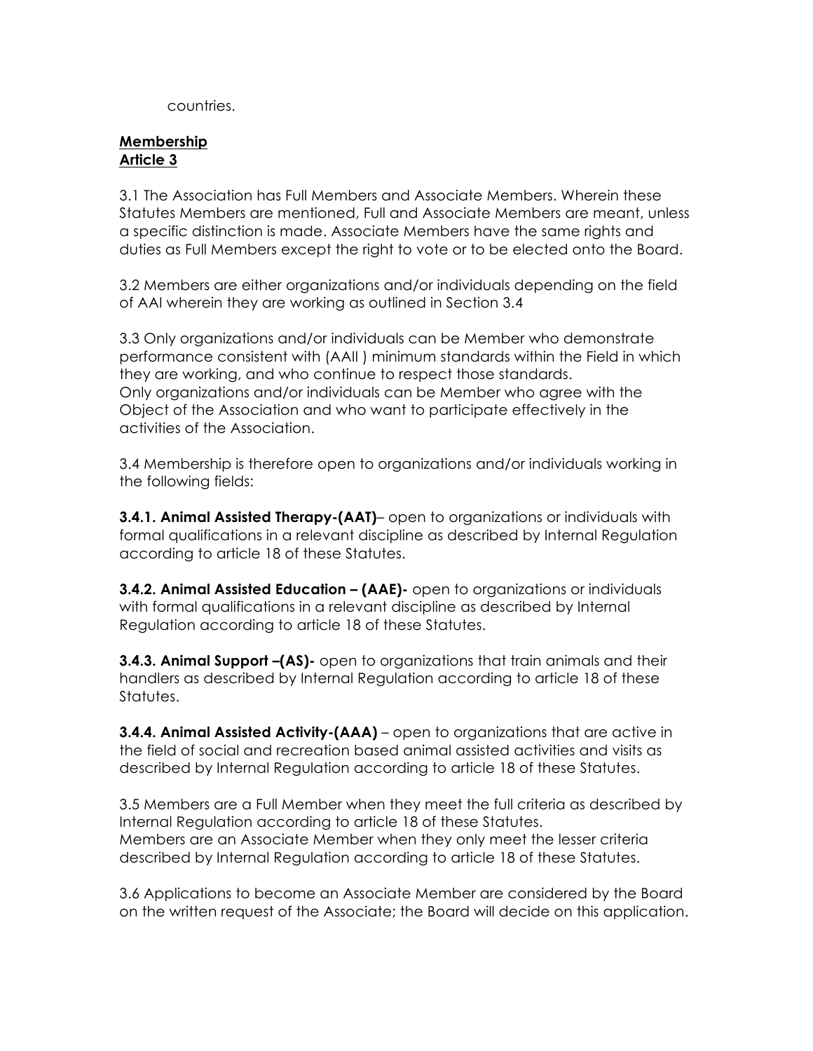countries.

**Membership**
**Article 3**

3.1 The Association has Full Members and Associate Members. Wherein these Statutes Members are mentioned, Full and Associate Members are meant, unless a specific distinction is made. Associate Members have the same rights and duties as Full Members except the right to vote or to be elected onto the Board.

3.2 Members are either organizations and/or individuals depending on the field of AAI wherein they are working as outlined in Section 3.4

3.3 Only organizations and/or individuals can be Member who demonstrate performance consistent with (AAII ) minimum standards within the Field in which they are working, and who continue to respect those standards.
Only organizations and/or individuals can be Member who agree with the Object of the Association and who want to participate effectively in the activities of the Association.

3.4 Membership is therefore open to organizations and/or individuals working in the following fields:

**3.4.1. Animal Assisted Therapy-(AAT)**– open to organizations or individuals with formal qualifications in a relevant discipline as described by Internal Regulation according to article 18 of these Statutes.

**3.4.2. Animal Assisted Education – (AAE)-** open to organizations or individuals with formal qualifications in a relevant discipline as described by Internal Regulation according to article 18 of these Statutes.

**3.4.3. Animal Support –(AS)-** open to organizations that train animals and their handlers as described by Internal Regulation according to article 18 of these Statutes.

**3.4.4. Animal Assisted Activity-(AAA)** – open to organizations that are active in the field of social and recreation based animal assisted activities and visits as described by Internal Regulation according to article 18 of these Statutes.

3.5 Members are a Full Member when they meet the full criteria as described by Internal Regulation according to article 18 of these Statutes.
Members are an Associate Member when they only meet the lesser criteria described by Internal Regulation according to article 18 of these Statutes.

3.6 Applications to become an Associate Member are considered by the Board on the written request of the Associate; the Board will decide on this application.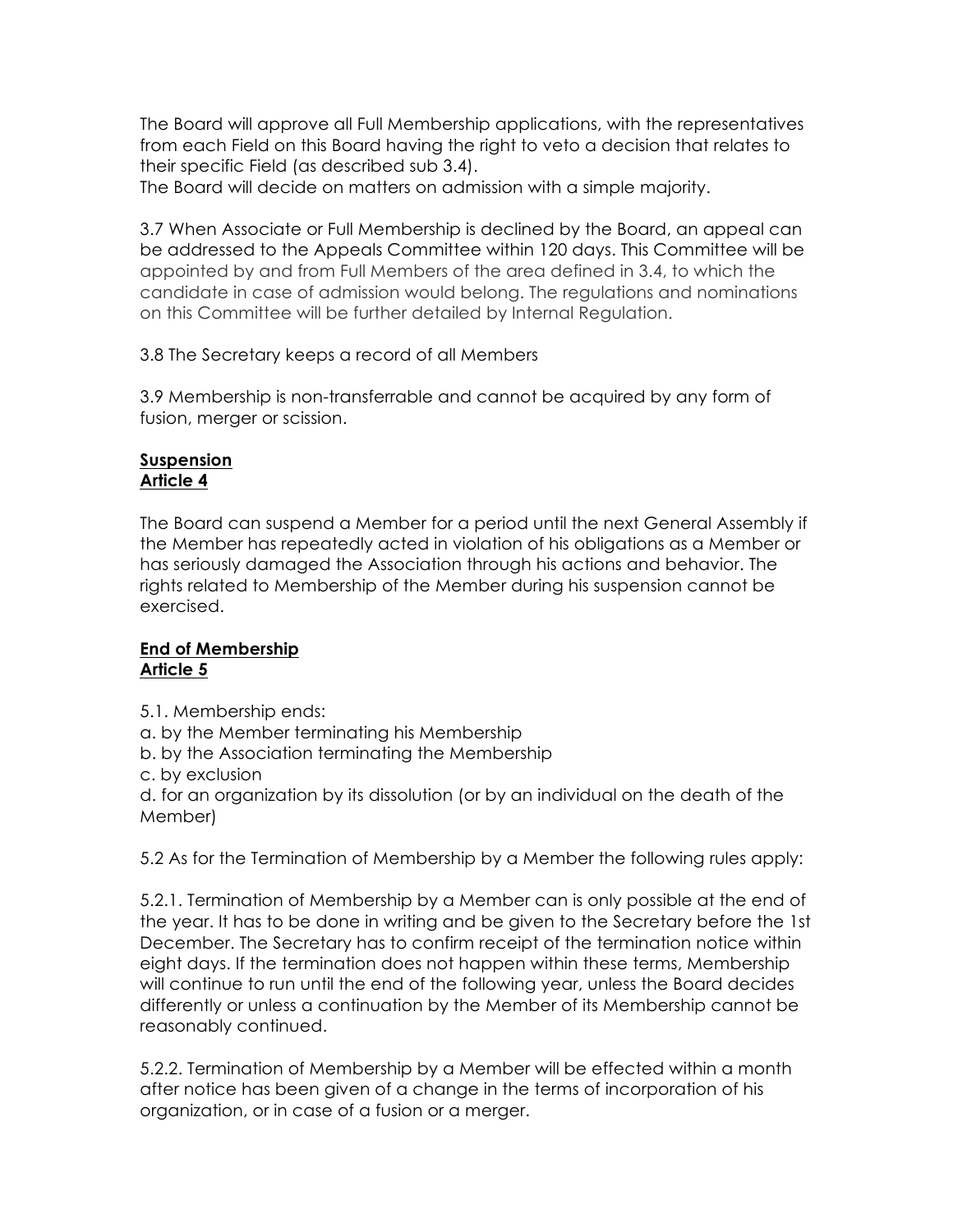The Board will approve all Full Membership applications, with the representatives from each Field on this Board having the right to veto a decision that relates to their specific Field (as described sub 3.4).
The Board will decide on matters on admission with a simple majority.

3.7 When Associate or Full Membership is declined by the Board, an appeal can be addressed to the Appeals Committee within 120 days. This Committee will be appointed by and from Full Members of the area defined in 3.4, to which the candidate in case of admission would belong. The regulations and nominations on this Committee will be further detailed by Internal Regulation.

3.8 The Secretary keeps a record of all Members

3.9 Membership is non-transferrable and cannot be acquired by any form of fusion, merger or scission.

**Suspension**
**Article 4**

The Board can suspend a Member for a period until the next General Assembly if the Member has repeatedly acted in violation of his obligations as a Member or has seriously damaged the Association through his actions and behavior. The rights related to Membership of the Member during his suspension cannot be exercised.

**End of Membership**
**Article 5**

5.1. Membership ends:
a. by the Member terminating his Membership
b. by the Association terminating the Membership
c. by exclusion
d. for an organization by its dissolution (or by an individual on the death of the Member)

5.2 As for the Termination of Membership by a Member the following rules apply:

5.2.1. Termination of Membership by a Member can is only possible at the end of the year. It has to be done in writing and be given to the Secretary before the 1st December. The Secretary has to confirm receipt of the termination notice within eight days. If the termination does not happen within these terms, Membership will continue to run until the end of the following year, unless the Board decides differently or unless a continuation by the Member of its Membership cannot be reasonably continued.

5.2.2. Termination of Membership by a Member will be effected within a month after notice has been given of a change in the terms of incorporation of his organization, or in case of a fusion or a merger.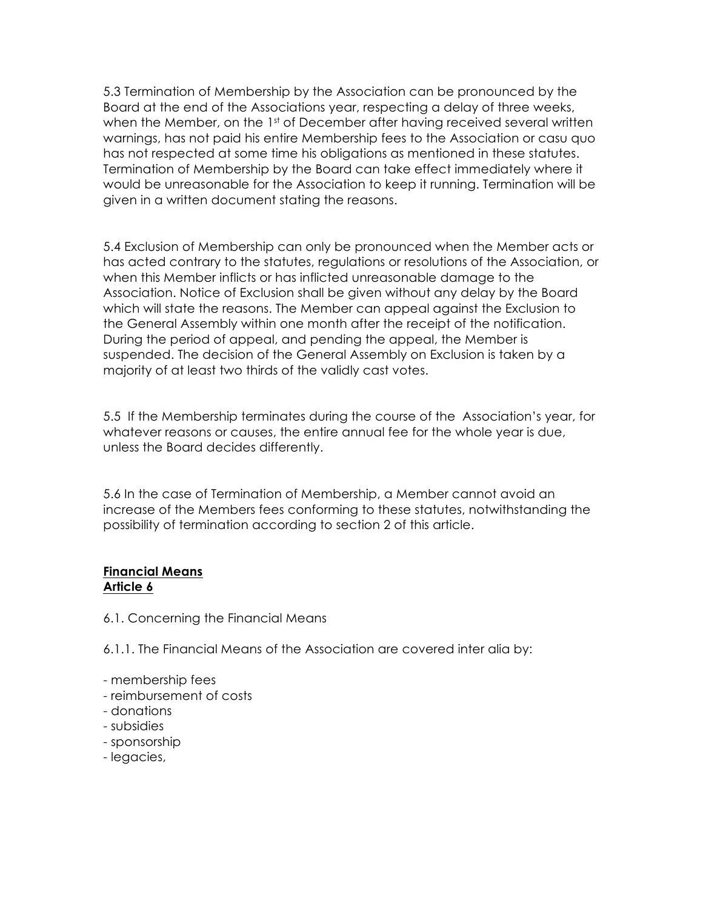5.3 Termination of Membership by the Association can be pronounced by the Board at the end of the Associations year, respecting a delay of three weeks, when the Member, on the 1st of December after having received several written warnings, has not paid his entire Membership fees to the Association or casu quo has not respected at some time his obligations as mentioned in these statutes. Termination of Membership by the Board can take effect immediately where it would be unreasonable for the Association to keep it running. Termination will be given in a written document stating the reasons.

5.4 Exclusion of Membership can only be pronounced when the Member acts or has acted contrary to the statutes, regulations or resolutions of the Association, or when this Member inflicts or has inflicted unreasonable damage to the Association. Notice of Exclusion shall be given without any delay by the Board which will state the reasons. The Member can appeal against the Exclusion to the General Assembly within one month after the receipt of the notification. During the period of appeal, and pending the appeal, the Member is suspended. The decision of the General Assembly on Exclusion is taken by a majority of at least two thirds of the validly cast votes.

5.5 If the Membership terminates during the course of the Association's year, for whatever reasons or causes, the entire annual fee for the whole year is due, unless the Board decides differently.

5.6 In the case of Termination of Membership, a Member cannot avoid an increase of the Members fees conforming to these statutes, notwithstanding the possibility of termination according to section 2 of this article.

**<u>Financial Means</u>**
**<u>Article 6</u>**

6.1. Concerning the Financial Means

6.1.1. The Financial Means of the Association are covered inter alia by:

- membership fees
- reimbursement of costs
- donations
- subsidies
- sponsorship
- legacies,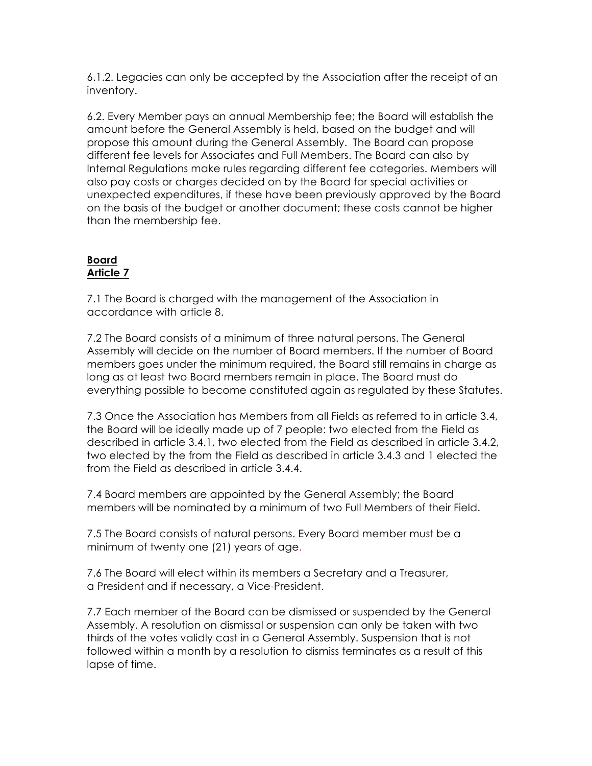6.1.2. Legacies can only be accepted by the Association after the receipt of an inventory.

6.2. Every Member pays an annual Membership fee; the Board will establish the amount before the General Assembly is held, based on the budget and will propose this amount during the General Assembly. The Board can propose different fee levels for Associates and Full Members. The Board can also by Internal Regulations make rules regarding different fee categories. Members will also pay costs or charges decided on by the Board for special activities or unexpected expenditures, if these have been previously approved by the Board on the basis of the budget or another document; these costs cannot be higher than the membership fee.

**Board**
**Article 7**

7.1 The Board is charged with the management of the Association in accordance with article 8.

7.2 The Board consists of a minimum of three natural persons. The General Assembly will decide on the number of Board members. If the number of Board members goes under the minimum required, the Board still remains in charge as long as at least two Board members remain in place. The Board must do everything possible to become constituted again as regulated by these Statutes.

7.3 Once the Association has Members from all Fields as referred to in article 3.4, the Board will be ideally made up of 7 people: two elected from the Field as described in article 3.4.1, two elected from the Field as described in article 3.4.2, two elected by the from the Field as described in article 3.4.3 and 1 elected the from the Field as described in article 3.4.4.

7.4 Board members are appointed by the General Assembly; the Board members will be nominated by a minimum of two Full Members of their Field.

7.5 The Board consists of natural persons. Every Board member must be a minimum of twenty one (21) years of age.

7.6 The Board will elect within its members a Secretary and a Treasurer, a President and if necessary, a Vice-President.

7.7 Each member of the Board can be dismissed or suspended by the General Assembly. A resolution on dismissal or suspension can only be taken with two thirds of the votes validly cast in a General Assembly. Suspension that is not followed within a month by a resolution to dismiss terminates as a result of this lapse of time.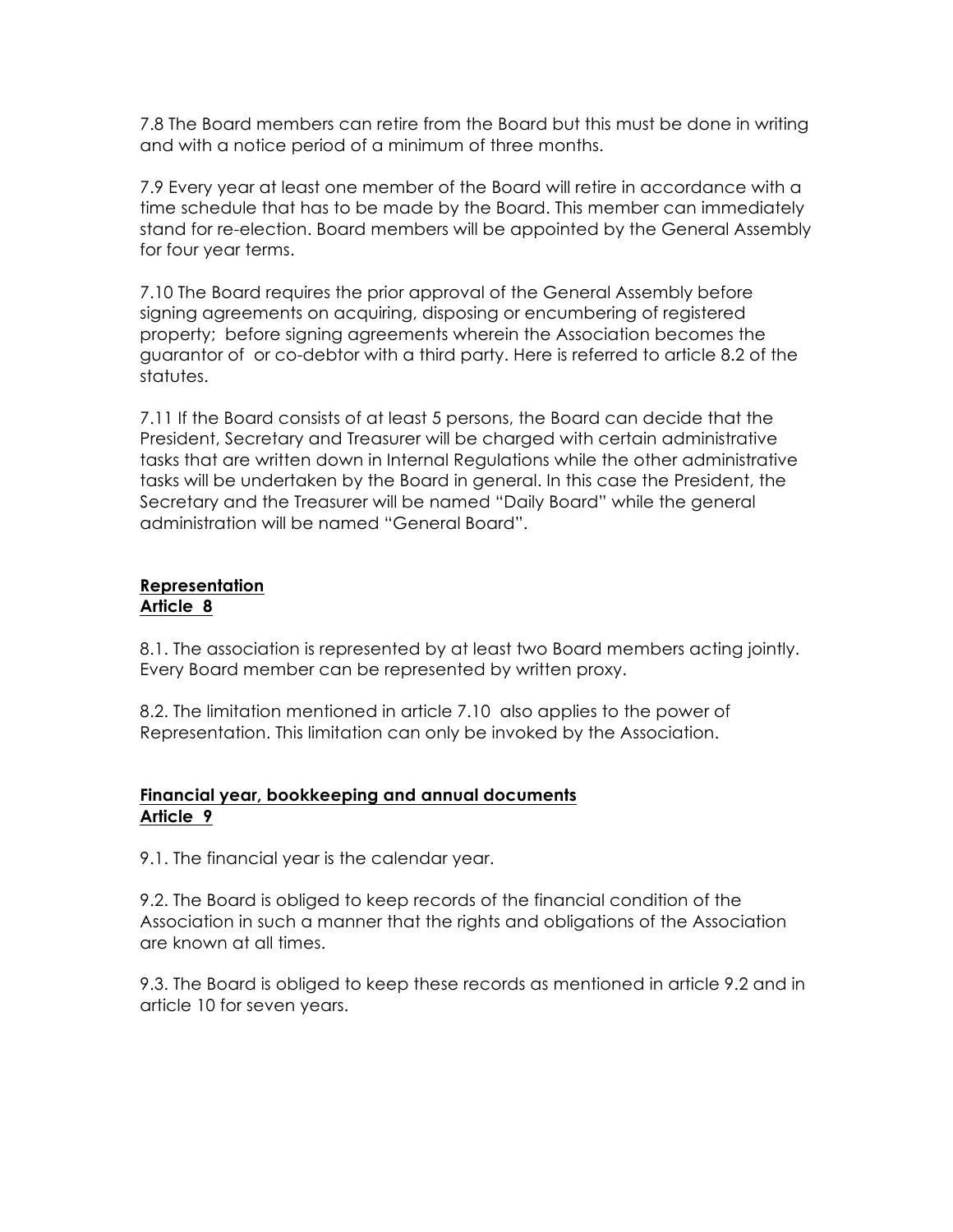7.8 The Board members can retire from the Board but this must be done in writing and with a notice period of a minimum of three months.

7.9 Every year at least one member of the Board will retire in accordance with a time schedule that has to be made by the Board. This member can immediately stand for re-election. Board members will be appointed by the General Assembly for four year terms.

7.10 The Board requires the prior approval of the General Assembly before signing agreements on acquiring, disposing or encumbering of registered property; before signing agreements wherein the Association becomes the guarantor of or co-debtor with a third party. Here is referred to article 8.2 of the statutes.

7.11 If the Board consists of at least 5 persons, the Board can decide that the President, Secretary and Treasurer will be charged with certain administrative tasks that are written down in Internal Regulations while the other administrative tasks will be undertaken by the Board in general. In this case the President, the Secretary and the Treasurer will be named "Daily Board" while the general administration will be named "General Board".

**<u>Representation</u>**
**<u>Article 8</u>**

8.1. The association is represented by at least two Board members acting jointly. Every Board member can be represented by written proxy.

8.2. The limitation mentioned in article 7.10 also applies to the power of Representation. This limitation can only be invoked by the Association.

**<u>Financial year, bookkeeping and annual documents</u>**
**<u>Article 9</u>**

9.1. The financial year is the calendar year.

9.2. The Board is obliged to keep records of the financial condition of the Association in such a manner that the rights and obligations of the Association are known at all times.

9.3. The Board is obliged to keep these records as mentioned in article 9.2 and in article 10 for seven years.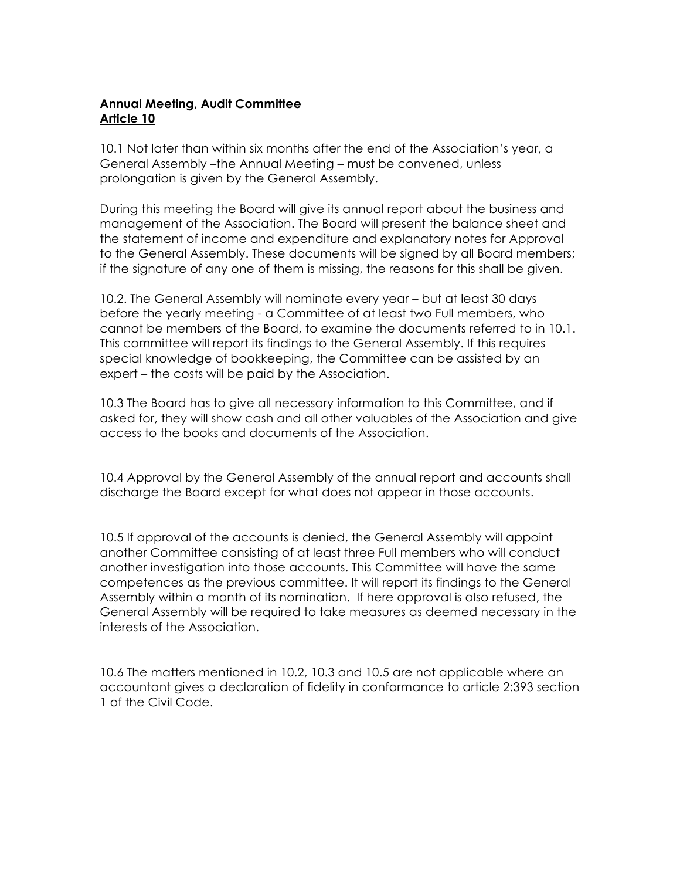**<u>Annual Meeting, Audit Committee</u>**
**<u>Article 10</u>**

10.1 Not later than within six months after the end of the Association's year, a General Assembly –the Annual Meeting – must be convened, unless prolongation is given by the General Assembly.

During this meeting the Board will give its annual report about the business and management of the Association. The Board will present the balance sheet and the statement of income and expenditure and explanatory notes for Approval to the General Assembly. These documents will be signed by all Board members; if the signature of any one of them is missing, the reasons for this shall be given.

10.2. The General Assembly will nominate every year – but at least 30 days before the yearly meeting - a Committee of at least two Full members, who cannot be members of the Board, to examine the documents referred to in 10.1. This committee will report its findings to the General Assembly. If this requires special knowledge of bookkeeping, the Committee can be assisted by an expert – the costs will be paid by the Association.

10.3 The Board has to give all necessary information to this Committee, and if asked for, they will show cash and all other valuables of the Association and give access to the books and documents of the Association.

10.4 Approval by the General Assembly of the annual report and accounts shall discharge the Board except for what does not appear in those accounts.

10.5 If approval of the accounts is denied, the General Assembly will appoint another Committee consisting of at least three Full members who will conduct another investigation into those accounts. This Committee will have the same competences as the previous committee. It will report its findings to the General Assembly within a month of its nomination. If here approval is also refused, the General Assembly will be required to take measures as deemed necessary in the interests of the Association.

10.6 The matters mentioned in 10.2, 10.3 and 10.5 are not applicable where an accountant gives a declaration of fidelity in conformance to article 2:393 section 1 of the Civil Code.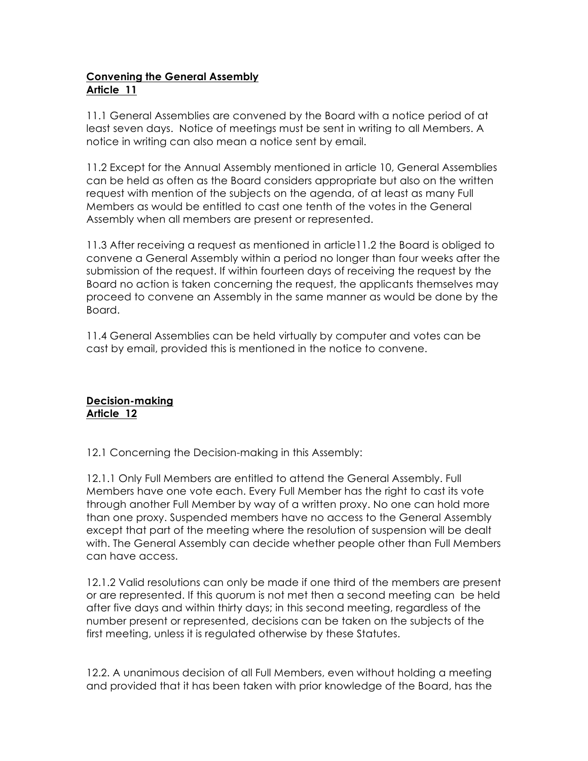**Convening the General Assembly**
**Article 11**

11.1 General Assemblies are convened by the Board with a notice period of at least seven days. Notice of meetings must be sent in writing to all Members. A notice in writing can also mean a notice sent by email.

11.2 Except for the Annual Assembly mentioned in article 10, General Assemblies can be held as often as the Board considers appropriate but also on the written request with mention of the subjects on the agenda, of at least as many Full Members as would be entitled to cast one tenth of the votes in the General Assembly when all members are present or represented.

11.3 After receiving a request as mentioned in article11.2 the Board is obliged to convene a General Assembly within a period no longer than four weeks after the submission of the request. If within fourteen days of receiving the request by the Board no action is taken concerning the request, the applicants themselves may proceed to convene an Assembly in the same manner as would be done by the Board.

11.4 General Assemblies can be held virtually by computer and votes can be cast by email, provided this is mentioned in the notice to convene.

**Decision-making**
**Article 12**

12.1 Concerning the Decision-making in this Assembly:

12.1.1 Only Full Members are entitled to attend the General Assembly. Full Members have one vote each. Every Full Member has the right to cast its vote through another Full Member by way of a written proxy. No one can hold more than one proxy. Suspended members have no access to the General Assembly except that part of the meeting where the resolution of suspension will be dealt with. The General Assembly can decide whether people other than Full Members can have access.

12.1.2 Valid resolutions can only be made if one third of the members are present or are represented. If this quorum is not met then a second meeting can be held after five days and within thirty days; in this second meeting, regardless of the number present or represented, decisions can be taken on the subjects of the first meeting, unless it is regulated otherwise by these Statutes.

12.2. A unanimous decision of all Full Members, even without holding a meeting and provided that it has been taken with prior knowledge of the Board, has the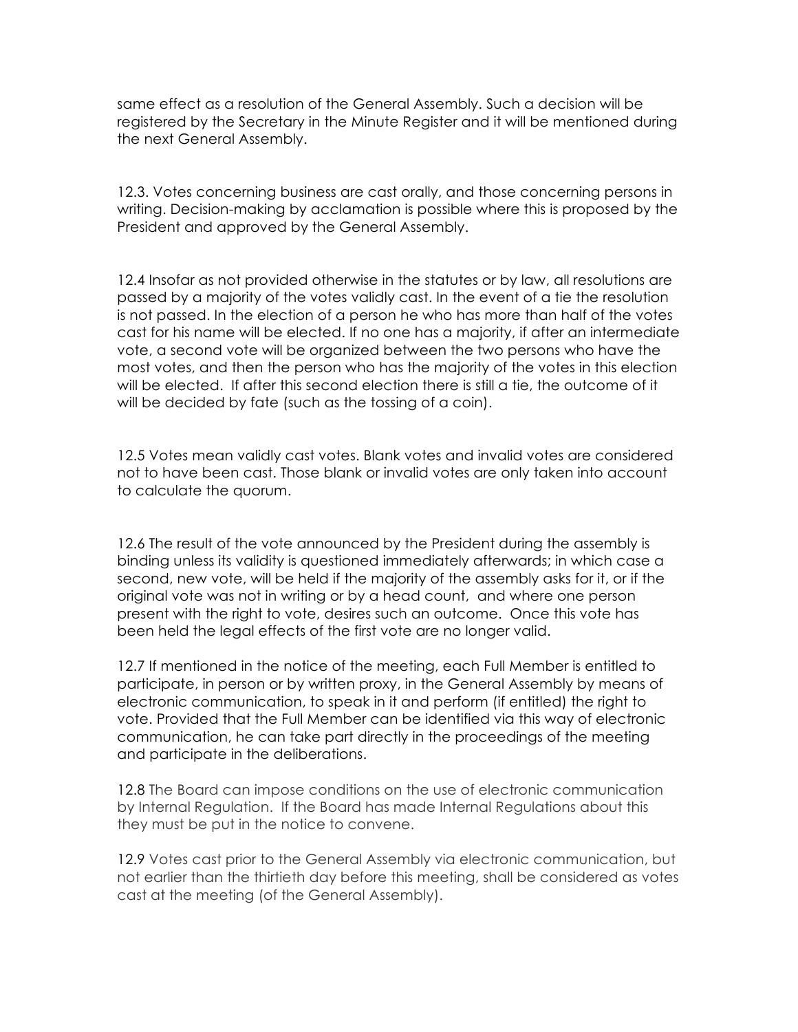same effect as a resolution of the General Assembly. Such a decision will be registered by the Secretary in the Minute Register and it will be mentioned during the next General Assembly.

12.3. Votes concerning business are cast orally, and those concerning persons in writing. Decision-making by acclamation is possible where this is proposed by the President and approved by the General Assembly.

12.4 Insofar as not provided otherwise in the statutes or by law, all resolutions are passed by a majority of the votes validly cast. In the event of a tie the resolution is not passed. In the election of a person he who has more than half of the votes cast for his name will be elected. If no one has a majority, if after an intermediate vote, a second vote will be organized between the two persons who have the most votes, and then the person who has the majority of the votes in this election will be elected. If after this second election there is still a tie, the outcome of it will be decided by fate (such as the tossing of a coin).

12.5 Votes mean validly cast votes. Blank votes and invalid votes are considered not to have been cast. Those blank or invalid votes are only taken into account to calculate the quorum.

12.6 The result of the vote announced by the President during the assembly is binding unless its validity is questioned immediately afterwards; in which case a second, new vote, will be held if the majority of the assembly asks for it, or if the original vote was not in writing or by a head count, and where one person present with the right to vote, desires such an outcome. Once this vote has been held the legal effects of the first vote are no longer valid.

12.7 If mentioned in the notice of the meeting, each Full Member is entitled to participate, in person or by written proxy, in the General Assembly by means of electronic communication, to speak in it and perform (if entitled) the right to vote. Provided that the Full Member can be identified via this way of electronic communication, he can take part directly in the proceedings of the meeting and participate in the deliberations.

12.8 The Board can impose conditions on the use of electronic communication by Internal Regulation. If the Board has made Internal Regulations about this they must be put in the notice to convene.

12.9 Votes cast prior to the General Assembly via electronic communication, but not earlier than the thirtieth day before this meeting, shall be considered as votes cast at the meeting (of the General Assembly).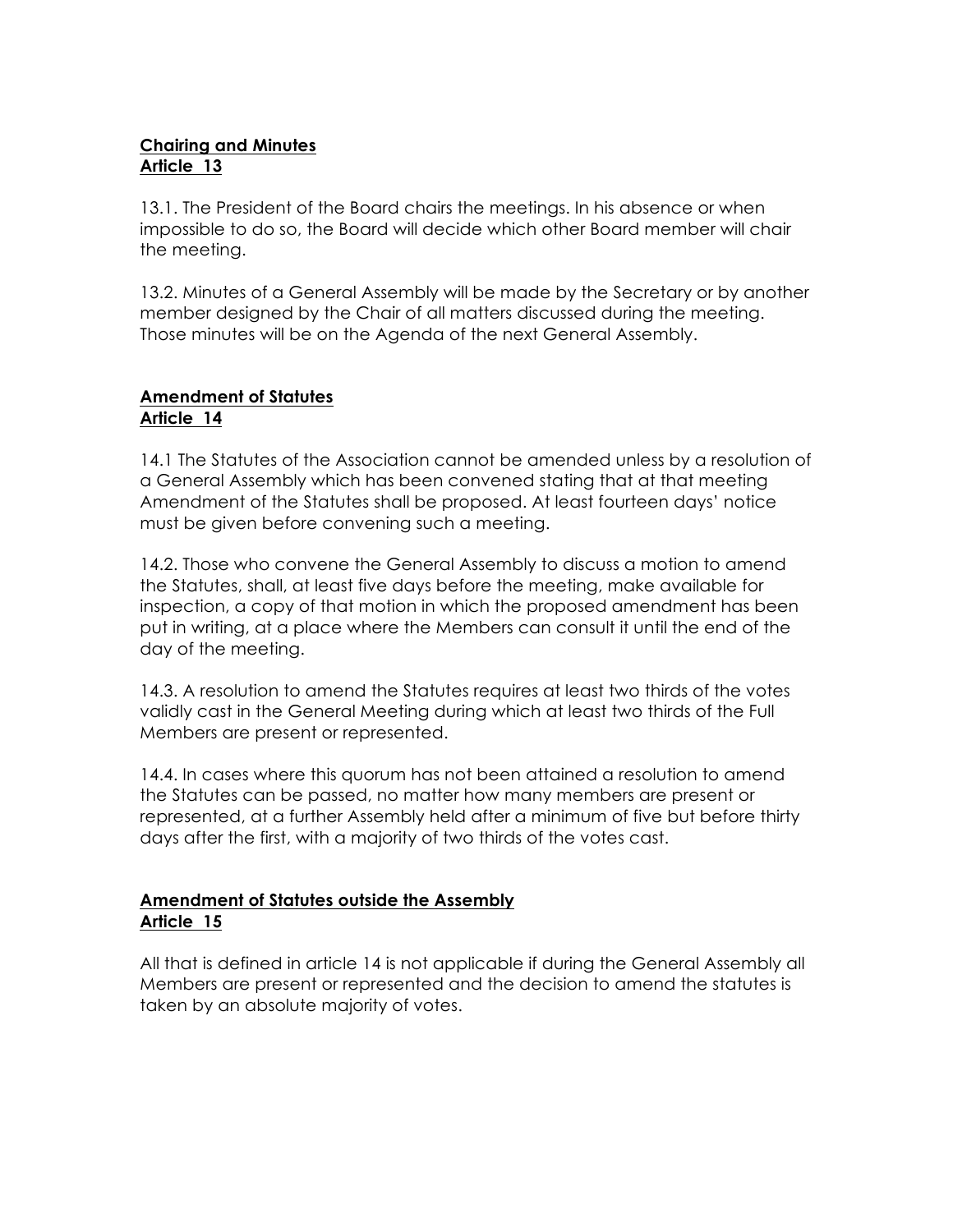**Chairing and Minutes**
**Article 13**

13.1. The President of the Board chairs the meetings. In his absence or when impossible to do so, the Board will decide which other Board member will chair the meeting.

13.2. Minutes of a General Assembly will be made by the Secretary or by another member designed by the Chair of all matters discussed during the meeting. Those minutes will be on the Agenda of the next General Assembly.

**Amendment of Statutes**
**Article 14**

14.1 The Statutes of the Association cannot be amended unless by a resolution of a General Assembly which has been convened stating that at that meeting Amendment of the Statutes shall be proposed. At least fourteen days' notice must be given before convening such a meeting.

14.2. Those who convene the General Assembly to discuss a motion to amend the Statutes, shall, at least five days before the meeting, make available for inspection, a copy of that motion in which the proposed amendment has been put in writing, at a place where the Members can consult it until the end of the day of the meeting.

14.3. A resolution to amend the Statutes requires at least two thirds of the votes validly cast in the General Meeting during which at least two thirds of the Full Members are present or represented.

14.4. In cases where this quorum has not been attained a resolution to amend the Statutes can be passed, no matter how many members are present or represented, at a further Assembly held after a minimum of five but before thirty days after the first, with a majority of two thirds of the votes cast.

**Amendment of Statutes outside the Assembly**
**Article 15**

All that is defined in article 14 is not applicable if during the General Assembly all Members are present or represented and the decision to amend the statutes is taken by an absolute majority of votes.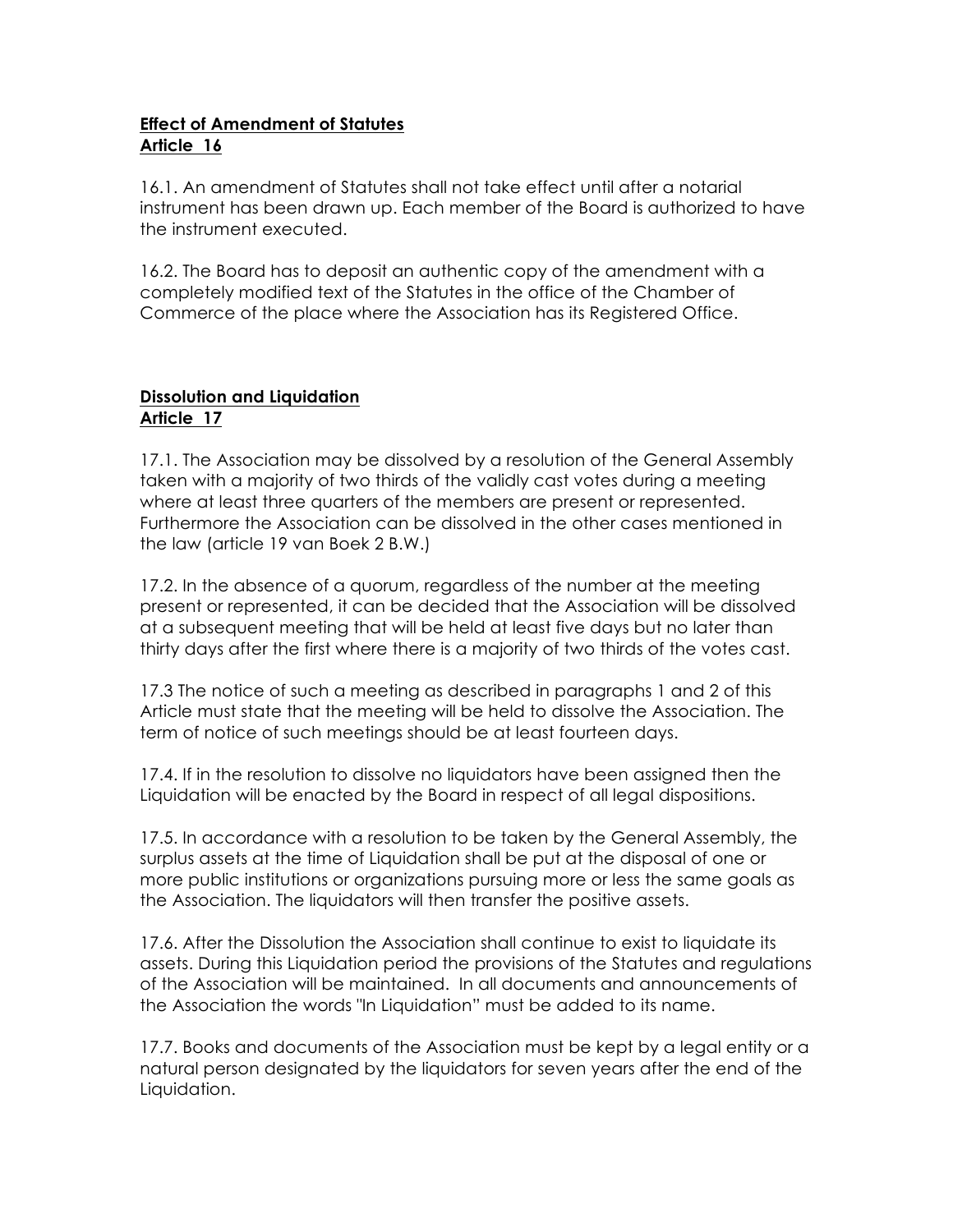**Effect of Amendment of Statutes**
**Article 16**

16.1. An amendment of Statutes shall not take effect until after a notarial instrument has been drawn up. Each member of the Board is authorized to have the instrument executed.

16.2. The Board has to deposit an authentic copy of the amendment with a completely modified text of the Statutes in the office of the Chamber of Commerce of the place where the Association has its Registered Office.

**Dissolution and Liquidation**
**Article 17**

17.1. The Association may be dissolved by a resolution of the General Assembly taken with a majority of two thirds of the validly cast votes during a meeting where at least three quarters of the members are present or represented. Furthermore the Association can be dissolved in the other cases mentioned in the law (article 19 van Boek 2 B.W.)

17.2. In the absence of a quorum, regardless of the number at the meeting present or represented, it can be decided that the Association will be dissolved at a subsequent meeting that will be held at least five days but no later than thirty days after the first where there is a majority of two thirds of the votes cast.

17.3 The notice of such a meeting as described in paragraphs 1 and 2 of this Article must state that the meeting will be held to dissolve the Association. The term of notice of such meetings should be at least fourteen days.

17.4. If in the resolution to dissolve no liquidators have been assigned then the Liquidation will be enacted by the Board in respect of all legal dispositions.

17.5. In accordance with a resolution to be taken by the General Assembly, the surplus assets at the time of Liquidation shall be put at the disposal of one or more public institutions or organizations pursuing more or less the same goals as the Association. The liquidators will then transfer the positive assets.

17.6. After the Dissolution the Association shall continue to exist to liquidate its assets. During this Liquidation period the provisions of the Statutes and regulations of the Association will be maintained. In all documents and announcements of the Association the words "In Liquidation" must be added to its name.

17.7. Books and documents of the Association must be kept by a legal entity or a natural person designated by the liquidators for seven years after the end of the Liquidation.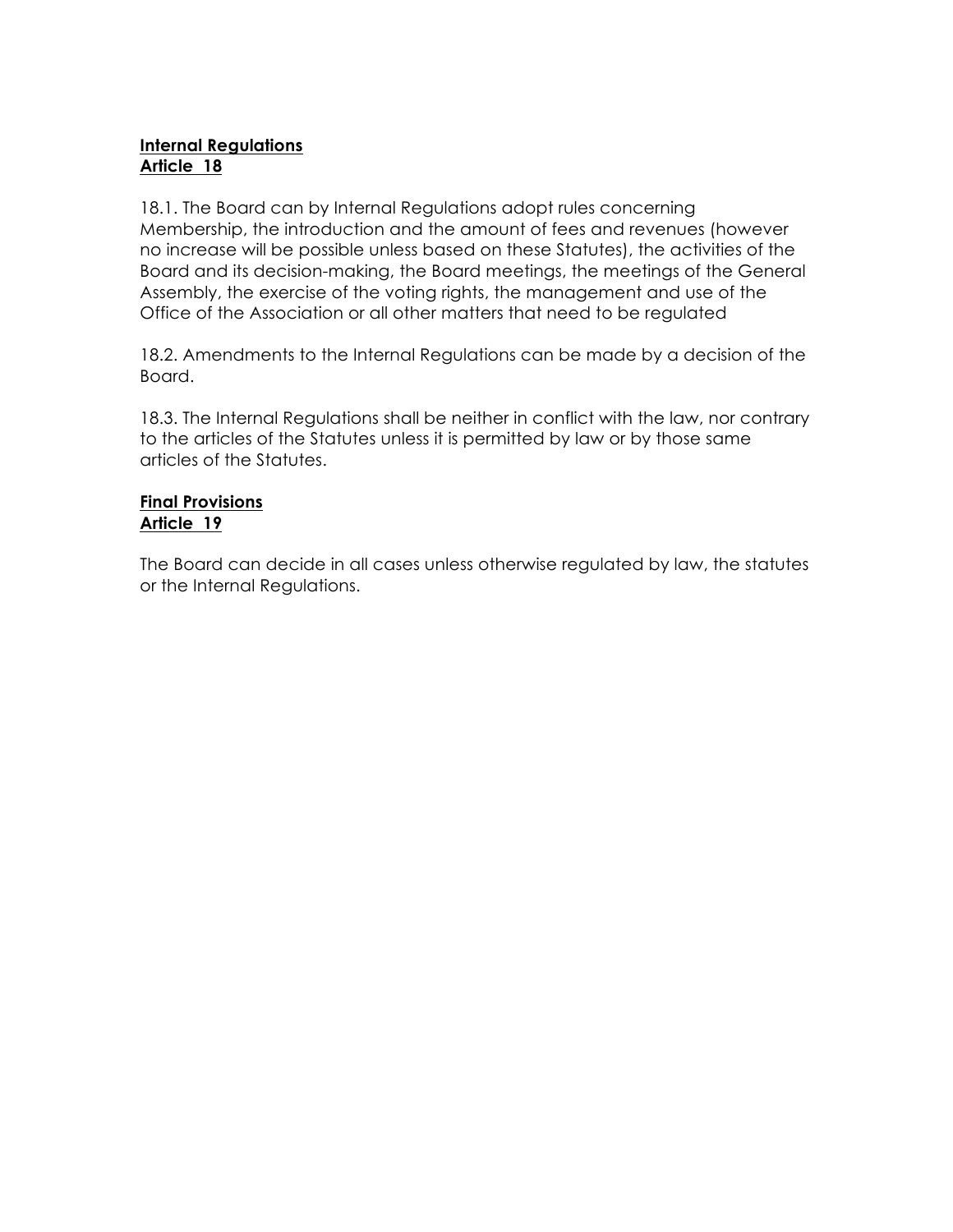**Internal Regulations**
**Article 18**

18.1. The Board can by Internal Regulations adopt rules concerning Membership, the introduction and the amount of fees and revenues (however no increase will be possible unless based on these Statutes), the activities of the Board and its decision-making, the Board meetings, the meetings of the General Assembly, the exercise of the voting rights, the management and use of the Office of the Association or all other matters that need to be regulated

18.2. Amendments to the Internal Regulations can be made by a decision of the Board.

18.3. The Internal Regulations shall be neither in conflict with the law, nor contrary to the articles of the Statutes unless it is permitted by law or by those same articles of the Statutes.

**Final Provisions**
**Article 19**

The Board can decide in all cases unless otherwise regulated by law, the statutes or the Internal Regulations.